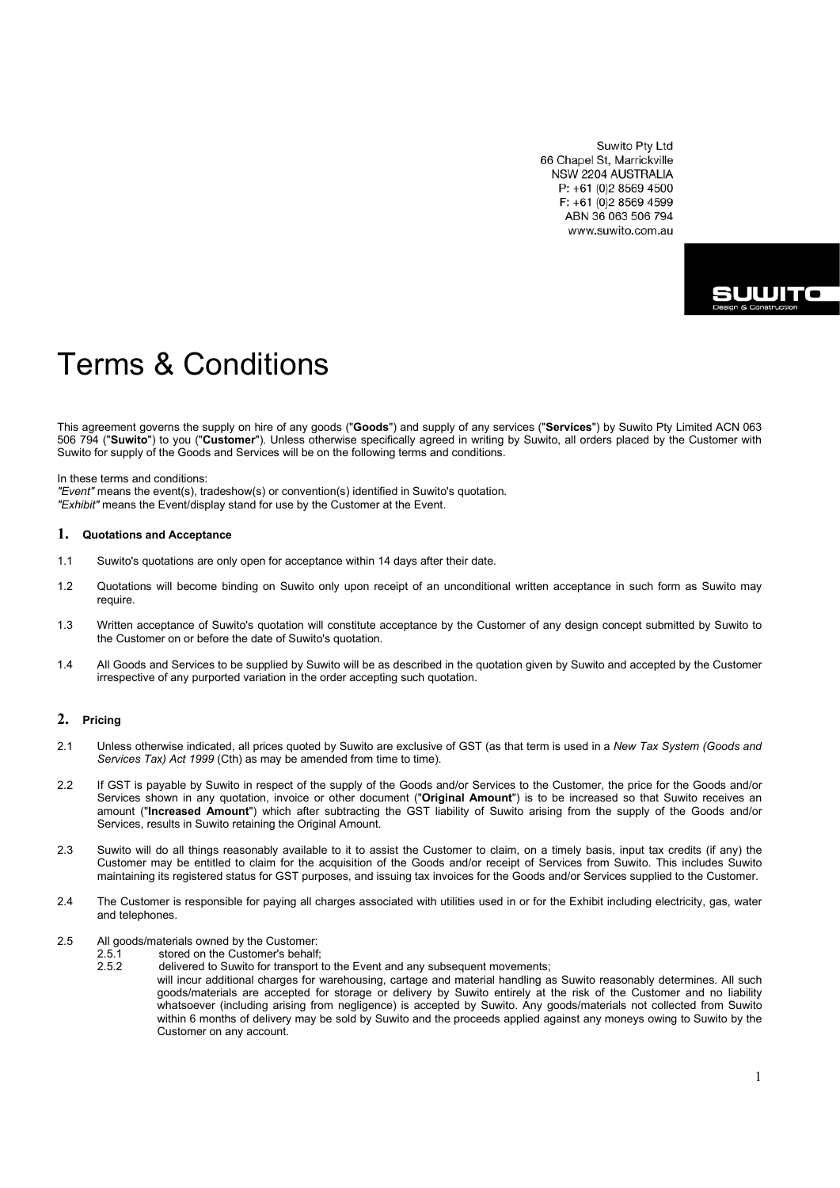Suwito Pty Ltd
66 Chapel St, Marrickville
NSW 2204 AUSTRALIA
P: +61 (0)2 8569 4500
F: +61 (0)2 8569 4599
ABN 36 063 506 794
www.suwito.com.au

SUWITO
Design & Construction

# Terms & Conditions

This agreement governs the supply on hire of any goods ("**Goods**") and supply of any services ("**Services**") by Suwito Pty Limited ACN 063 506 794 ("**Suwito**") to you ("**Customer**"). Unless otherwise specifically agreed in writing by Suwito, all orders placed by the Customer with Suwito for supply of the Goods and Services will be on the following terms and conditions.

In these terms and conditions:
*"Event"* means the event(s), tradeshow(s) or convention(s) identified in Suwito's quotation.
*"Exhibit"* means the Event/display stand for use by the Customer at the Event.

## 1. Quotations and Acceptance

1.1 Suwito's quotations are only open for acceptance within 14 days after their date.

1.2 Quotations will become binding on Suwito only upon receipt of an unconditional written acceptance in such form as Suwito may require.

1.3 Written acceptance of Suwito's quotation will constitute acceptance by the Customer of any design concept submitted by Suwito to the Customer on or before the date of Suwito's quotation.

1.4 All Goods and Services to be supplied by Suwito will be as described in the quotation given by Suwito and accepted by the Customer irrespective of any purported variation in the order accepting such quotation.

## 2. Pricing

2.1 Unless otherwise indicated, all prices quoted by Suwito are exclusive of GST (as that term is used in a *New Tax System (Goods and Services Tax) Act 1999* (Cth) as may be amended from time to time).

2.2 If GST is payable by Suwito in respect of the supply of the Goods and/or Services to the Customer, the price for the Goods and/or Services shown in any quotation, invoice or other document ("**Original Amount**") is to be increased so that Suwito receives an amount ("**Increased Amount**") which after subtracting the GST liability of Suwito arising from the supply of the Goods and/or Services, results in Suwito retaining the Original Amount.

2.3 Suwito will do all things reasonably available to it to assist the Customer to claim, on a timely basis, input tax credits (if any) the Customer may be entitled to claim for the acquisition of the Goods and/or receipt of Services from Suwito. This includes Suwito maintaining its registered status for GST purposes, and issuing tax invoices for the Goods and/or Services supplied to the Customer.

2.4 The Customer is responsible for paying all charges associated with utilities used in or for the Exhibit including electricity, gas, water and telephones.

2.5 All goods/materials owned by the Customer:

2.5.1 stored on the Customer's behalf;

2.5.2 delivered to Suwito for transport to the Event and any subsequent movements;

will incur additional charges for warehousing, cartage and material handling as Suwito reasonably determines. All such goods/materials are accepted for storage or delivery by Suwito entirely at the risk of the Customer and no liability whatsoever (including arising from negligence) is accepted by Suwito. Any goods/materials not collected from Suwito within 6 months of delivery may be sold by Suwito and the proceeds applied against any moneys owing to Suwito by the Customer on any account.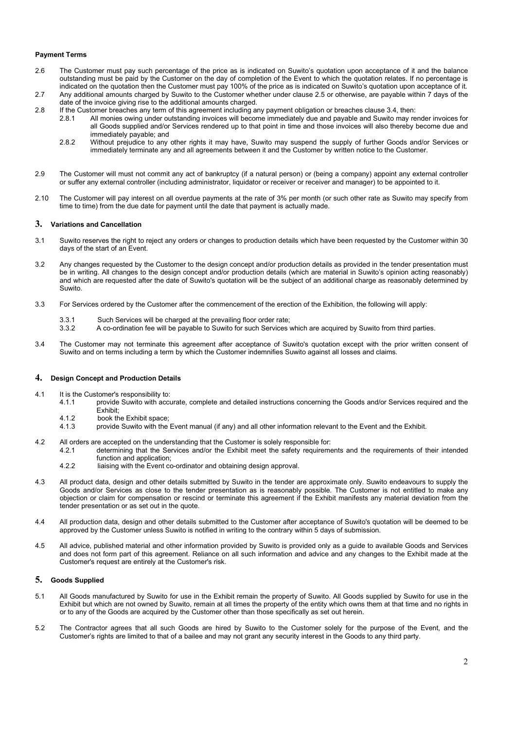**Payment Terms**

2.6 The Customer must pay such percentage of the price as is indicated on Suwito's quotation upon acceptance of it and the balance outstanding must be paid by the Customer on the day of completion of the Event to which the quotation relates. If no percentage is indicated on the quotation then the Customer must pay 100% of the price as is indicated on Suwito's quotation upon acceptance of it.

2.7 Any additional amounts charged by Suwito to the Customer whether under clause 2.5 or otherwise, are payable within 7 days of the date of the invoice giving rise to the additional amounts charged.

2.8 If the Customer breaches any term of this agreement including any payment obligation or breaches clause 3.4, then:

- 2.8.1 All monies owing under outstanding invoices will become immediately due and payable and Suwito may render invoices for all Goods supplied and/or Services rendered up to that point in time and those invoices will also thereby become due and immediately payable; and
- 2.8.2 Without prejudice to any other rights it may have, Suwito may suspend the supply of further Goods and/or Services or immediately terminate any and all agreements between it and the Customer by written notice to the Customer.

2.9 The Customer will must not commit any act of bankruptcy (if a natural person) or (being a company) appoint any external controller or suffer any external controller (including administrator, liquidator or receiver or receiver and manager) to be appointed to it.

2.10 The Customer will pay interest on all overdue payments at the rate of 3% per month (or such other rate as Suwito may specify from time to time) from the due date for payment until the date that payment is actually made.

## 3. Variations and Cancellation

3.1 Suwito reserves the right to reject any orders or changes to production details which have been requested by the Customer within 30 days of the start of an Event.

3.2 Any changes requested by the Customer to the design concept and/or production details as provided in the tender presentation must be in writing. All changes to the design concept and/or production details (which are material in Suwito's opinion acting reasonably) and which are requested after the date of Suwito's quotation will be the subject of an additional charge as reasonably determined by Suwito.

3.3 For Services ordered by the Customer after the commencement of the erection of the Exhibition, the following will apply:

- 3.3.1 Such Services will be charged at the prevailing floor order rate;
- 3.3.2 A co-ordination fee will be payable to Suwito for such Services which are acquired by Suwito from third parties.

3.4 The Customer may not terminate this agreement after acceptance of Suwito's quotation except with the prior written consent of Suwito and on terms including a term by which the Customer indemnifies Suwito against all losses and claims.

## 4. Design Concept and Production Details

4.1 It is the Customer's responsibility to:

- 4.1.1 provide Suwito with accurate, complete and detailed instructions concerning the Goods and/or Services required and the Exhibit;
- 4.1.2 book the Exhibit space;
- 4.1.3 provide Suwito with the Event manual (if any) and all other information relevant to the Event and the Exhibit.

4.2 All orders are accepted on the understanding that the Customer is solely responsible for:

- 4.2.1 determining that the Services and/or the Exhibit meet the safety requirements and the requirements of their intended function and application;
- 4.2.2 liaising with the Event co-ordinator and obtaining design approval.

4.3 All product data, design and other details submitted by Suwito in the tender are approximate only. Suwito endeavours to supply the Goods and/or Services as close to the tender presentation as is reasonably possible. The Customer is not entitled to make any objection or claim for compensation or rescind or terminate this agreement if the Exhibit manifests any material deviation from the tender presentation or as set out in the quote.

4.4 All production data, design and other details submitted to the Customer after acceptance of Suwito's quotation will be deemed to be approved by the Customer unless Suwito is notified in writing to the contrary within 5 days of submission.

4.5 All advice, published material and other information provided by Suwito is provided only as a guide to available Goods and Services and does not form part of this agreement. Reliance on all such information and advice and any changes to the Exhibit made at the Customer's request are entirely at the Customer's risk.

## 5. Goods Supplied

5.1 All Goods manufactured by Suwito for use in the Exhibit remain the property of Suwito. All Goods supplied by Suwito for use in the Exhibit but which are not owned by Suwito, remain at all times the property of the entity which owns them at that time and no rights in or to any of the Goods are acquired by the Customer other than those specifically as set out herein.

5.2 The Contractor agrees that all such Goods are hired by Suwito to the Customer solely for the purpose of the Event, and the Customer's rights are limited to that of a bailee and may not grant any security interest in the Goods to any third party.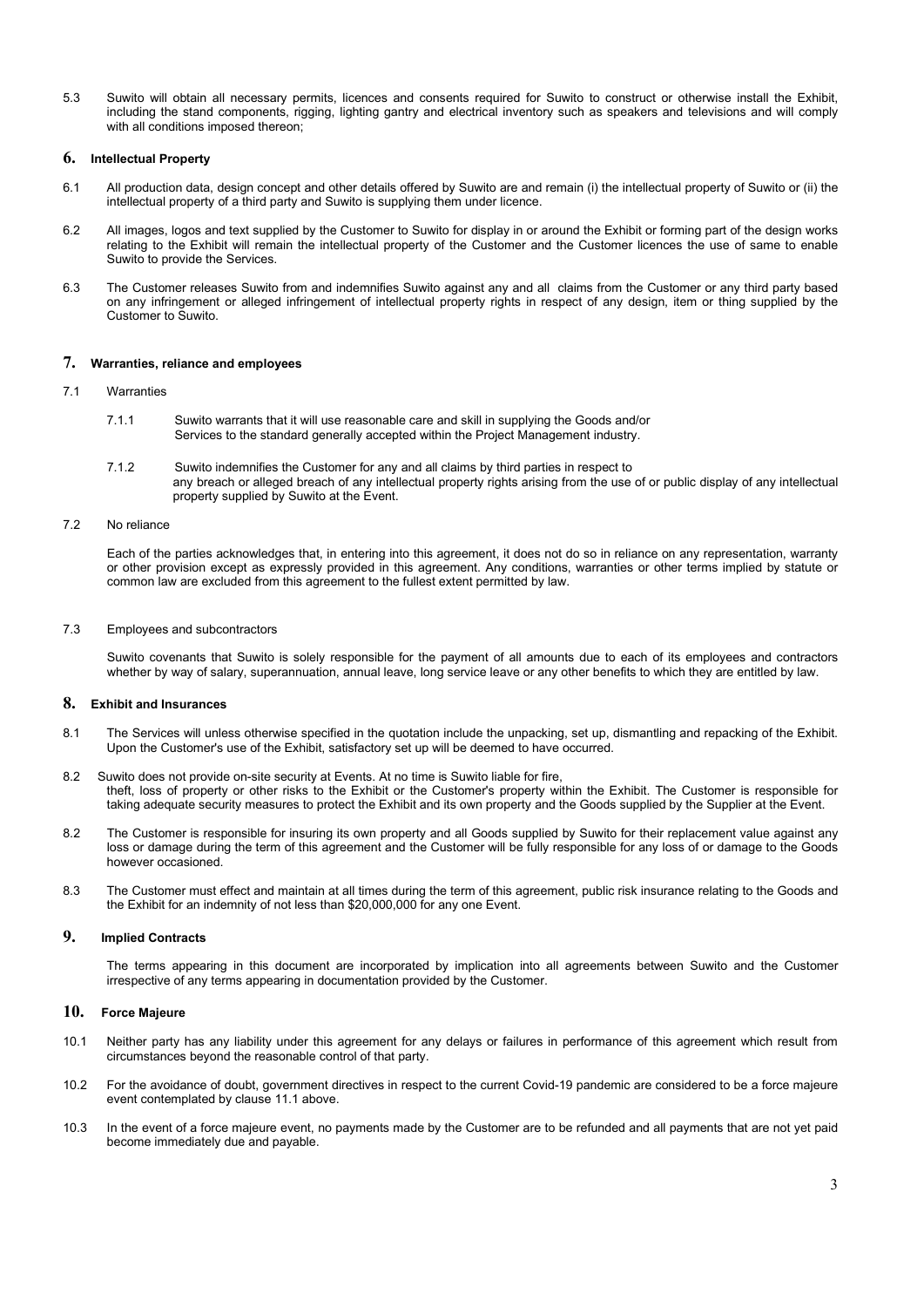5.3 Suwito will obtain all necessary permits, licences and consents required for Suwito to construct or otherwise install the Exhibit, including the stand components, rigging, lighting gantry and electrical inventory such as speakers and televisions and will comply with all conditions imposed thereon;

## 6. Intellectual Property

6.1 All production data, design concept and other details offered by Suwito are and remain (i) the intellectual property of Suwito or (ii) the intellectual property of a third party and Suwito is supplying them under licence.

6.2 All images, logos and text supplied by the Customer to Suwito for display in or around the Exhibit or forming part of the design works relating to the Exhibit will remain the intellectual property of the Customer and the Customer licences the use of same to enable Suwito to provide the Services.

6.3 The Customer releases Suwito from and indemnifies Suwito against any and all claims from the Customer or any third party based on any infringement or alleged infringement of intellectual property rights in respect of any design, item or thing supplied by the Customer to Suwito.

## 7. Warranties, reliance and employees

7.1 Warranties

7.1.1 Suwito warrants that it will use reasonable care and skill in supplying the Goods and/or Services to the standard generally accepted within the Project Management industry.

7.1.2 Suwito indemnifies the Customer for any and all claims by third parties in respect to any breach or alleged breach of any intellectual property rights arising from the use of or public display of any intellectual property supplied by Suwito at the Event.

7.2 No reliance

Each of the parties acknowledges that, in entering into this agreement, it does not do so in reliance on any representation, warranty or other provision except as expressly provided in this agreement. Any conditions, warranties or other terms implied by statute or common law are excluded from this agreement to the fullest extent permitted by law.

7.3 Employees and subcontractors

Suwito covenants that Suwito is solely responsible for the payment of all amounts due to each of its employees and contractors whether by way of salary, superannuation, annual leave, long service leave or any other benefits to which they are entitled by law.

## 8. Exhibit and Insurances

8.1 The Services will unless otherwise specified in the quotation include the unpacking, set up, dismantling and repacking of the Exhibit. Upon the Customer's use of the Exhibit, satisfactory set up will be deemed to have occurred.

8.2 Suwito does not provide on-site security at Events. At no time is Suwito liable for fire, theft, loss of property or other risks to the Exhibit or the Customer's property within the Exhibit. The Customer is responsible for taking adequate security measures to protect the Exhibit and its own property and the Goods supplied by the Supplier at the Event.

8.2 The Customer is responsible for insuring its own property and all Goods supplied by Suwito for their replacement value against any loss or damage during the term of this agreement and the Customer will be fully responsible for any loss of or damage to the Goods however occasioned.

8.3 The Customer must effect and maintain at all times during the term of this agreement, public risk insurance relating to the Goods and the Exhibit for an indemnity of not less than $20,000,000 for any one Event.

## 9. Implied Contracts

The terms appearing in this document are incorporated by implication into all agreements between Suwito and the Customer irrespective of any terms appearing in documentation provided by the Customer.

## 10. Force Majeure

10.1 Neither party has any liability under this agreement for any delays or failures in performance of this agreement which result from circumstances beyond the reasonable control of that party.

10.2 For the avoidance of doubt, government directives in respect to the current Covid-19 pandemic are considered to be a force majeure event contemplated by clause 11.1 above.

10.3 In the event of a force majeure event, no payments made by the Customer are to be refunded and all payments that are not yet paid become immediately due and payable.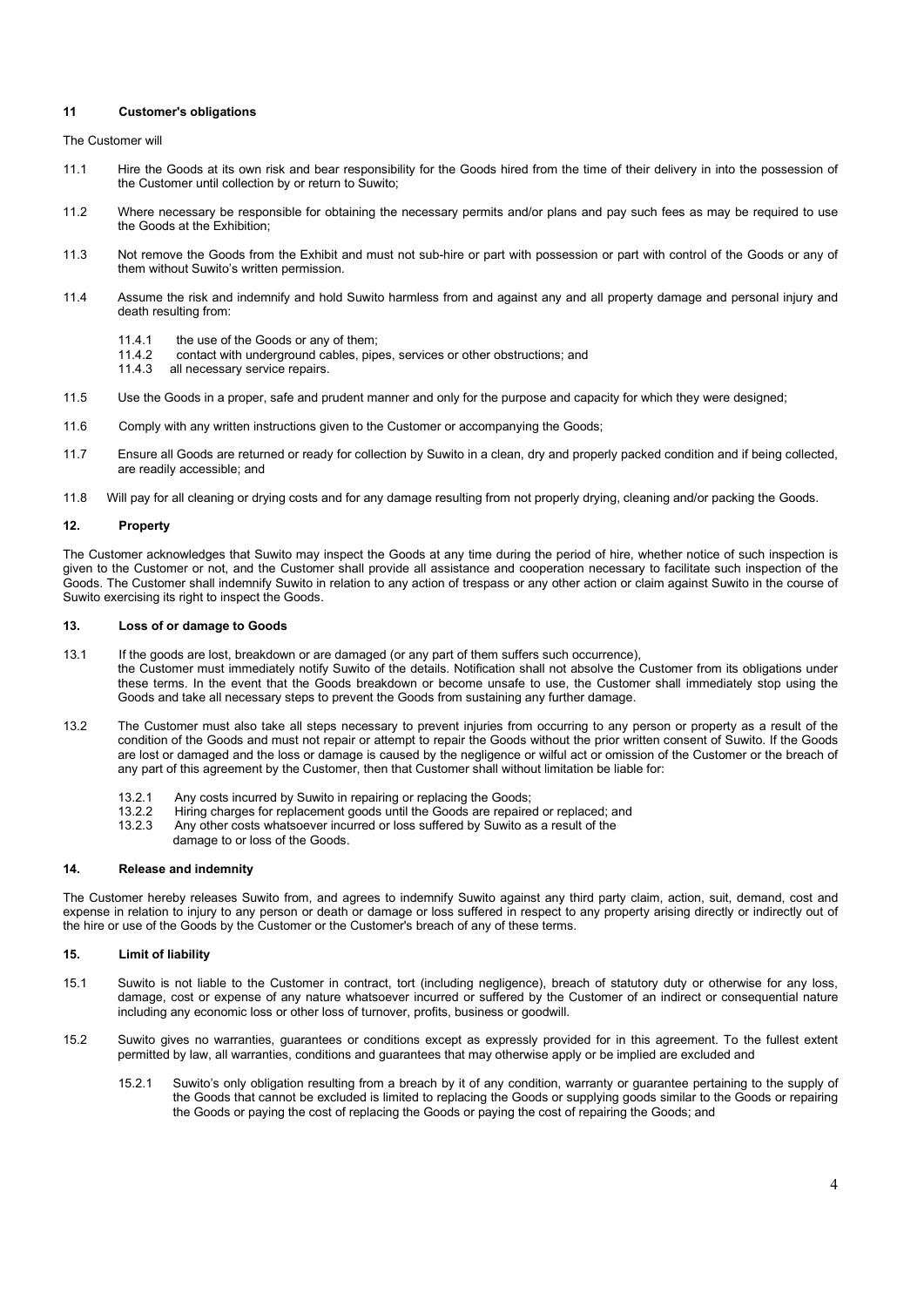## 11 Customer's obligations

The Customer will

11.1 Hire the Goods at its own risk and bear responsibility for the Goods hired from the time of their delivery in into the possession of the Customer until collection by or return to Suwito;

11.2 Where necessary be responsible for obtaining the necessary permits and/or plans and pay such fees as may be required to use the Goods at the Exhibition;

11.3 Not remove the Goods from the Exhibit and must not sub-hire or part with possession or part with control of the Goods or any of them without Suwito's written permission.

11.4 Assume the risk and indemnify and hold Suwito harmless from and against any and all property damage and personal injury and death resulting from:

11.4.1 the use of the Goods or any of them;
11.4.2 contact with underground cables, pipes, services or other obstructions; and
11.4.3 all necessary service repairs.

11.5 Use the Goods in a proper, safe and prudent manner and only for the purpose and capacity for which they were designed;

11.6 Comply with any written instructions given to the Customer or accompanying the Goods;

11.7 Ensure all Goods are returned or ready for collection by Suwito in a clean, dry and properly packed condition and if being collected, are readily accessible; and

11.8 Will pay for all cleaning or drying costs and for any damage resulting from not properly drying, cleaning and/or packing the Goods.

## 12. Property

The Customer acknowledges that Suwito may inspect the Goods at any time during the period of hire, whether notice of such inspection is given to the Customer or not, and the Customer shall provide all assistance and cooperation necessary to facilitate such inspection of the Goods. The Customer shall indemnify Suwito in relation to any action of trespass or any other action or claim against Suwito in the course of Suwito exercising its right to inspect the Goods.

## 13. Loss of or damage to Goods

13.1 If the goods are lost, breakdown or are damaged (or any part of them suffers such occurrence), the Customer must immediately notify Suwito of the details. Notification shall not absolve the Customer from its obligations under these terms. In the event that the Goods breakdown or become unsafe to use, the Customer shall immediately stop using the Goods and take all necessary steps to prevent the Goods from sustaining any further damage.

13.2 The Customer must also take all steps necessary to prevent injuries from occurring to any person or property as a result of the condition of the Goods and must not repair or attempt to repair the Goods without the prior written consent of Suwito. If the Goods are lost or damaged and the loss or damage is caused by the negligence or wilful act or omission of the Customer or the breach of any part of this agreement by the Customer, then that Customer shall without limitation be liable for:

13.2.1 Any costs incurred by Suwito in repairing or replacing the Goods;
13.2.2 Hiring charges for replacement goods until the Goods are repaired or replaced; and
13.2.3 Any other costs whatsoever incurred or loss suffered by Suwito as a result of the damage to or loss of the Goods.

## 14. Release and indemnity

The Customer hereby releases Suwito from, and agrees to indemnify Suwito against any third party claim, action, suit, demand, cost and expense in relation to injury to any person or death or damage or loss suffered in respect to any property arising directly or indirectly out of the hire or use of the Goods by the Customer or the Customer's breach of any of these terms.

## 15. Limit of liability

15.1 Suwito is not liable to the Customer in contract, tort (including negligence), breach of statutory duty or otherwise for any loss, damage, cost or expense of any nature whatsoever incurred or suffered by the Customer of an indirect or consequential nature including any economic loss or other loss of turnover, profits, business or goodwill.

15.2 Suwito gives no warranties, guarantees or conditions except as expressly provided for in this agreement. To the fullest extent permitted by law, all warranties, conditions and guarantees that may otherwise apply or be implied are excluded and

15.2.1 Suwito's only obligation resulting from a breach by it of any condition, warranty or guarantee pertaining to the supply of the Goods that cannot be excluded is limited to replacing the Goods or supplying goods similar to the Goods or repairing the Goods or paying the cost of replacing the Goods or paying the cost of repairing the Goods; and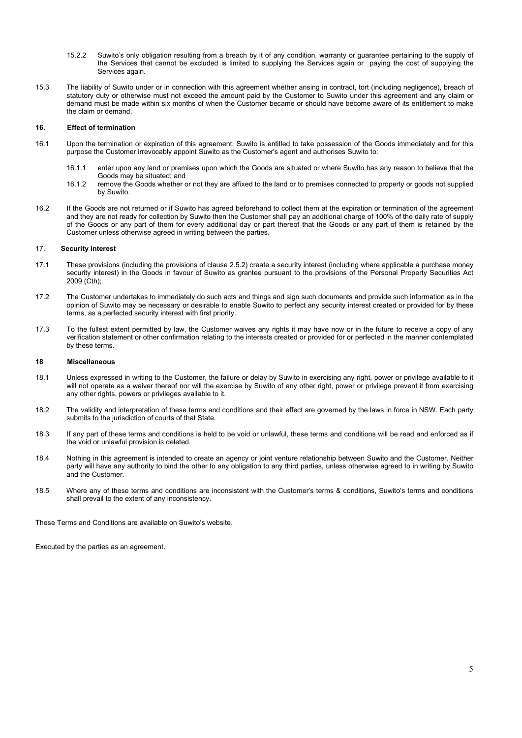15.2.2 Suwito's only obligation resulting from a breach by it of any condition, warranty or guarantee pertaining to the supply of the Services that cannot be excluded is limited to supplying the Services again or paying the cost of supplying the Services again.

15.3 The liability of Suwito under or in connection with this agreement whether arising in contract, tort (including negligence), breach of statutory duty or otherwise must not exceed the amount paid by the Customer to Suwito under this agreement and any claim or demand must be made within six months of when the Customer became or should have become aware of its entitlement to make the claim or demand.

### 16. Effect of termination

16.1 Upon the termination or expiration of this agreement, Suwito is entitled to take possession of the Goods immediately and for this purpose the Customer irrevocably appoint Suwito as the Customer's agent and authorises Suwito to:

16.1.1 enter upon any land or premises upon which the Goods are situated or where Suwito has any reason to believe that the Goods may be situated; and

16.1.2 remove the Goods whether or not they are affixed to the land or to premises connected to property or goods not supplied by Suwito.

16.2 If the Goods are not returned or if Suwito has agreed beforehand to collect them at the expiration or termination of the agreement and they are not ready for collection by Suwito then the Customer shall pay an additional charge of 100% of the daily rate of supply of the Goods or any part of them for every additional day or part thereof that the Goods or any part of them is retained by the Customer unless otherwise agreed in writing between the parties.

### 17. Security interest

17.1 These provisions (including the provisions of clause 2.5.2) create a security interest (including where applicable a purchase money security interest) in the Goods in favour of Suwito as grantee pursuant to the provisions of the Personal Property Securities Act 2009 (Cth);

17.2 The Customer undertakes to immediately do such acts and things and sign such documents and provide such information as in the opinion of Suwito may be necessary or desirable to enable Suwito to perfect any security interest created or provided for by these terms, as a perfected security interest with first priority.

17.3 To the fullest extent permitted by law, the Customer waives any rights it may have now or in the future to receive a copy of any verification statement or other confirmation relating to the interests created or provided for or perfected in the manner contemplated by these terms.

### 18 Miscellaneous

18.1 Unless expressed in writing to the Customer, the failure or delay by Suwito in exercising any right, power or privilege available to it will not operate as a waiver thereof nor will the exercise by Suwito of any other right, power or privilege prevent it from exercising any other rights, powers or privileges available to it.

18.2 The validity and interpretation of these terms and conditions and their effect are governed by the laws in force in NSW. Each party submits to the jurisdiction of courts of that State.

18.3 If any part of these terms and conditions is held to be void or unlawful, these terms and conditions will be read and enforced as if the void or unlawful provision is deleted.

18.4 Nothing in this agreement is intended to create an agency or joint venture relationship between Suwito and the Customer. Neither party will have any authority to bind the other to any obligation to any third parties, unless otherwise agreed to in writing by Suwito and the Customer.

18.5 Where any of these terms and conditions are inconsistent with the Customer's terms & conditions, Suwito's terms and conditions shall prevail to the extent of any inconsistency.

These Terms and Conditions are available on Suwito's website.

Executed by the parties as an agreement.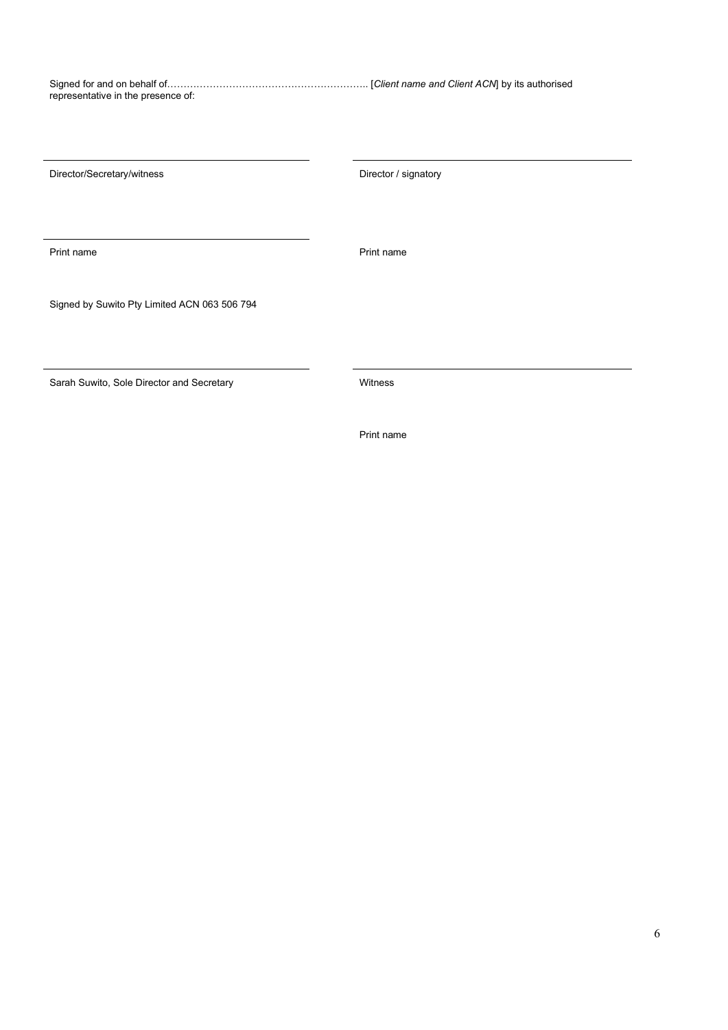Signed for and on behalf of…………………………………………………….. [*Client name and Client ACN*] by its authorised representative in the presence of:

| | |
|---|---|
| Director/Secretary/witness | Director / signatory |
| Print name | Print name |

Signed by Suwito Pty Limited ACN 063 506 794

| | |
|---|---|
| Sarah Suwito, Sole Director and Secretary | Witness |
| | Print name |